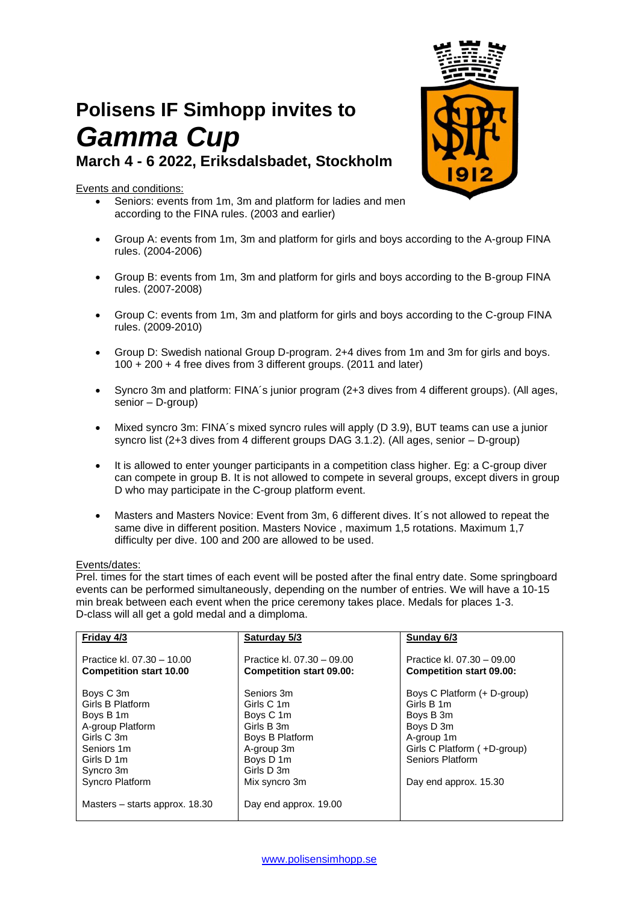# Polisens IF Simhopp invites to
# *Gamma Cup*
## March 4 - 6 2022, Eriksdalsbadet, Stockholm

Events and conditions:

- Seniors: events from 1m, 3m and platform for ladies and men according to the FINA rules. (2003 and earlier)
- Group A: events from 1m, 3m and platform for girls and boys according to the A-group FINA rules. (2004-2006)
- Group B: events from 1m, 3m and platform for girls and boys according to the B-group FINA rules. (2007-2008)
- Group C: events from 1m, 3m and platform for girls and boys according to the C-group FINA rules. (2009-2010)
- Group D: Swedish national Group D-program. 2+4 dives from 1m and 3m for girls and boys. 100 + 200 + 4 free dives from 3 different groups. (2011 and later)
- Syncro 3m and platform: FINA´s junior program (2+3 dives from 4 different groups). (All ages, senior – D-group)
- Mixed syncro 3m: FINA´s mixed syncro rules will apply (D 3.9), BUT teams can use a junior syncro list (2+3 dives from 4 different groups DAG 3.1.2). (All ages, senior – D-group)
- It is allowed to enter younger participants in a competition class higher. Eg: a C-group diver can compete in group B. It is not allowed to compete in several groups, except divers in group D who may participate in the C-group platform event.
- Masters and Masters Novice: Event from 3m, 6 different dives. It´s not allowed to repeat the same dive in different position. Masters Novice , maximum 1,5 rotations. Maximum 1,7 difficulty per dive. 100 and 200 are allowed to be used.

Events/dates:

Prel. times for the start times of each event will be posted after the final entry date. Some springboard events can be performed simultaneously, depending on the number of entries. We will have a 10-15 min break between each event when the price ceremony takes place. Medals for places 1-3. D-class will all get a gold medal and a dimploma.

| Friday 4/3 | Saturday 5/3 | Sunday 6/3 |
|---|---|---|
| Practice kl. 07.30 – 10.00 | Practice kl. 07.30 – 09.00 | Practice kl. 07.30 – 09.00 |
| **Competition start 10.00** | **Competition start 09.00:** | **Competition start 09.00:** |
| Boys C 3m | Seniors 3m | Boys C Platform (+ D-group) |
| Girls B Platform | Girls C 1m | Girls B 1m |
| Boys B 1m | Boys C 1m | Boys B 3m |
| A-group Platform | Girls B 3m | Boys D 3m |
| Girls C 3m | Boys B Platform | A-group 1m |
| Seniors 1m | A-group 3m | Girls C Platform ( +D-group) |
| Girls D 1m | Boys D 1m | Seniors Platform |
| Syncro 3m | Girls D 3m | |
| Syncro Platform | Mix syncro 3m | Day end approx. 15.30 |
| Masters – starts approx. 18.30 | Day end approx. 19.00 | |

www.polisensimhopp.se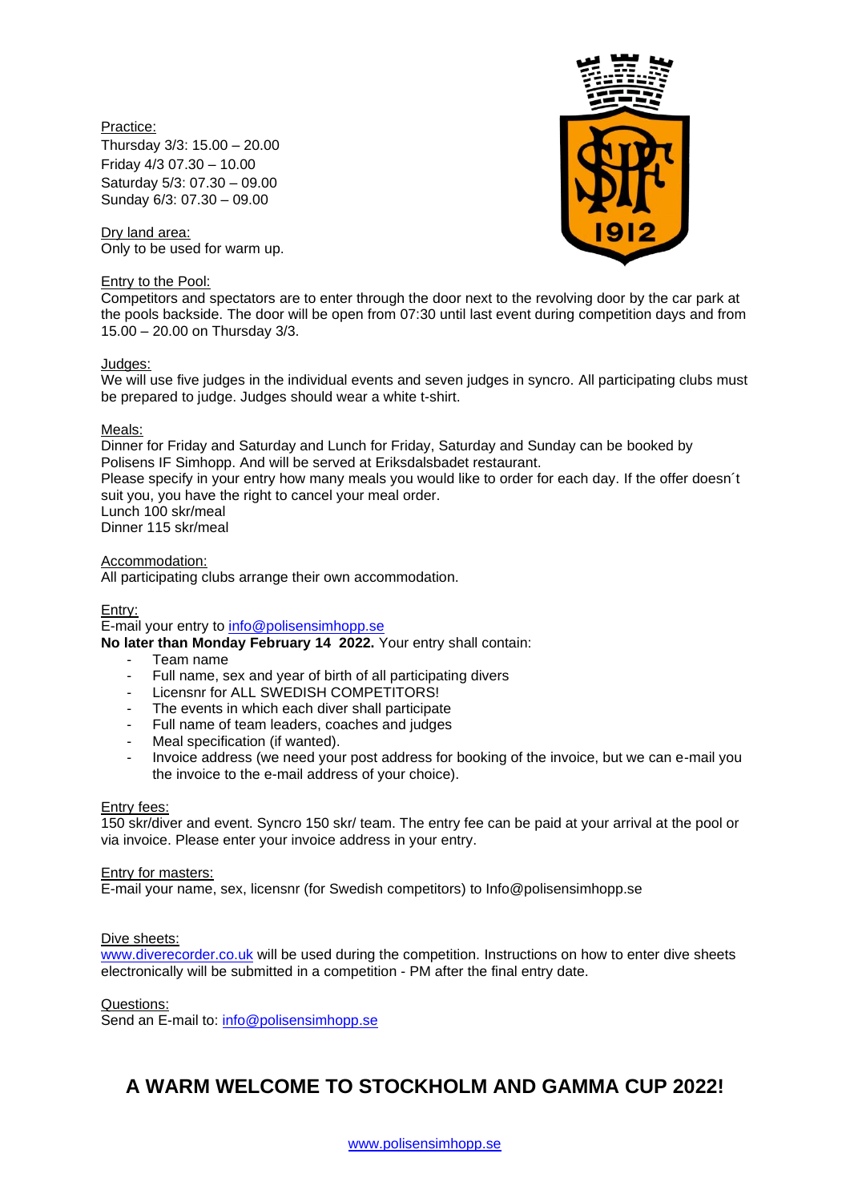Practice:
Thursday 3/3: 15.00 – 20.00
Friday 4/3 07.30 – 10.00
Saturday 5/3: 07.30 – 09.00
Sunday 6/3: 07.30 – 09.00

Dry land area:
Only to be used for warm up.

Entry to the Pool:
Competitors and spectators are to enter through the door next to the revolving door by the car park at the pools backside. The door will be open from 07:30 until last event during competition days and from 15.00 – 20.00 on Thursday 3/3.

Judges:
We will use five judges in the individual events and seven judges in syncro. All participating clubs must be prepared to judge. Judges should wear a white t-shirt.

Meals:
Dinner for Friday and Saturday and Lunch for Friday, Saturday and Sunday can be booked by Polisens IF Simhopp. And will be served at Eriksdalsbadet restaurant.
Please specify in your entry how many meals you would like to order for each day. If the offer doesn´t suit you, you have the right to cancel your meal order.
Lunch 100 skr/meal
Dinner 115 skr/meal

Accommodation:
All participating clubs arrange their own accommodation.

Entry:
E-mail your entry to info@polisensimhopp.se
**No later than Monday February 14 2022.** Your entry shall contain:

- Team name
- Full name, sex and year of birth of all participating divers
- Licensnr for ALL SWEDISH COMPETITORS!
- The events in which each diver shall participate
- Full name of team leaders, coaches and judges
- Meal specification (if wanted).
- Invoice address (we need your post address for booking of the invoice, but we can e-mail you the invoice to the e-mail address of your choice).

Entry fees:
150 skr/diver and event. Syncro 150 skr/ team. The entry fee can be paid at your arrival at the pool or via invoice. Please enter your invoice address in your entry.

Entry for masters:
E-mail your name, sex, licensnr (for Swedish competitors) to Info@polisensimhopp.se

Dive sheets:
www.diverecorder.co.uk will be used during the competition. Instructions on how to enter dive sheets electronically will be submitted in a competition - PM after the final entry date.

Questions:
Send an E-mail to: info@polisensimhopp.se

## A WARM WELCOME TO STOCKHOLM AND GAMMA CUP 2022!

www.polisensimhopp.se